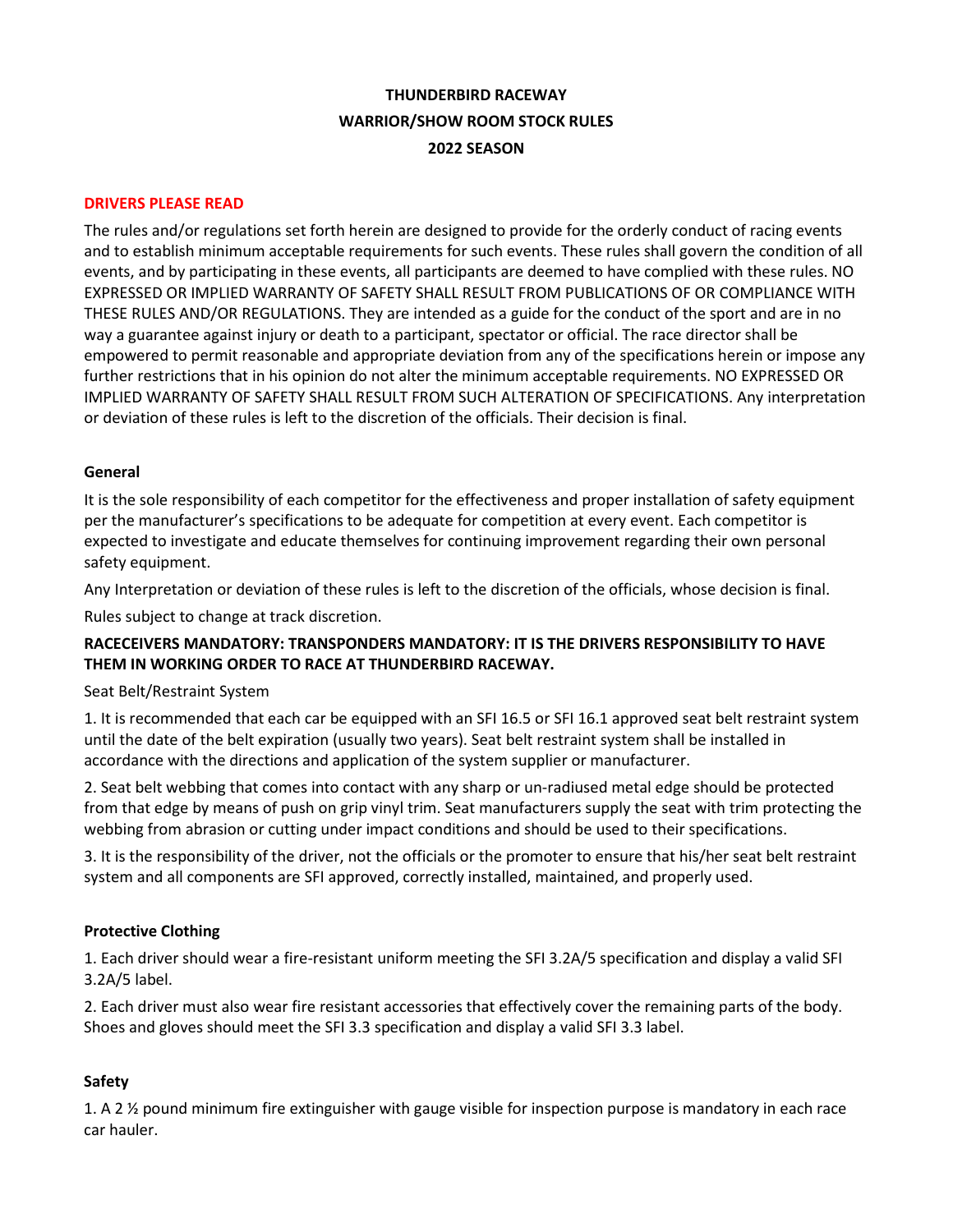# THUNDERBIRD RACEWAY
# WARRIOR/SHOW ROOM STOCK RULES
# 2022 SEASON

**DRIVERS PLEASE READ**

The rules and/or regulations set forth herein are designed to provide for the orderly conduct of racing events and to establish minimum acceptable requirements for such events. These rules shall govern the condition of all events, and by participating in these events, all participants are deemed to have complied with these rules. NO EXPRESSED OR IMPLIED WARRANTY OF SAFETY SHALL RESULT FROM PUBLICATIONS OF OR COMPLIANCE WITH THESE RULES AND/OR REGULATIONS. They are intended as a guide for the conduct of the sport and are in no way a guarantee against injury or death to a participant, spectator or official. The race director shall be empowered to permit reasonable and appropriate deviation from any of the specifications herein or impose any further restrictions that in his opinion do not alter the minimum acceptable requirements. NO EXPRESSED OR IMPLIED WARRANTY OF SAFETY SHALL RESULT FROM SUCH ALTERATION OF SPECIFICATIONS. Any interpretation or deviation of these rules is left to the discretion of the officials. Their decision is final.

## General

It is the sole responsibility of each competitor for the effectiveness and proper installation of safety equipment per the manufacturer's specifications to be adequate for competition at every event. Each competitor is expected to investigate and educate themselves for continuing improvement regarding their own personal safety equipment.

Any Interpretation or deviation of these rules is left to the discretion of the officials, whose decision is final.

Rules subject to change at track discretion.

**RACECEIVERS MANDATORY: TRANSPONDERS MANDATORY: IT IS THE DRIVERS RESPONSIBILITY TO HAVE THEM IN WORKING ORDER TO RACE AT THUNDERBIRD RACEWAY.**

Seat Belt/Restraint System

1. It is recommended that each car be equipped with an SFI 16.5 or SFI 16.1 approved seat belt restraint system until the date of the belt expiration (usually two years). Seat belt restraint system shall be installed in accordance with the directions and application of the system supplier or manufacturer.

2. Seat belt webbing that comes into contact with any sharp or un-radiused metal edge should be protected from that edge by means of push on grip vinyl trim. Seat manufacturers supply the seat with trim protecting the webbing from abrasion or cutting under impact conditions and should be used to their specifications.

3. It is the responsibility of the driver, not the officials or the promoter to ensure that his/her seat belt restraint system and all components are SFI approved, correctly installed, maintained, and properly used.

## Protective Clothing

1. Each driver should wear a fire-resistant uniform meeting the SFI 3.2A/5 specification and display a valid SFI 3.2A/5 label.

2. Each driver must also wear fire resistant accessories that effectively cover the remaining parts of the body. Shoes and gloves should meet the SFI 3.3 specification and display a valid SFI 3.3 label.

## Safety

1. A 2 ½ pound minimum fire extinguisher with gauge visible for inspection purpose is mandatory in each race car hauler.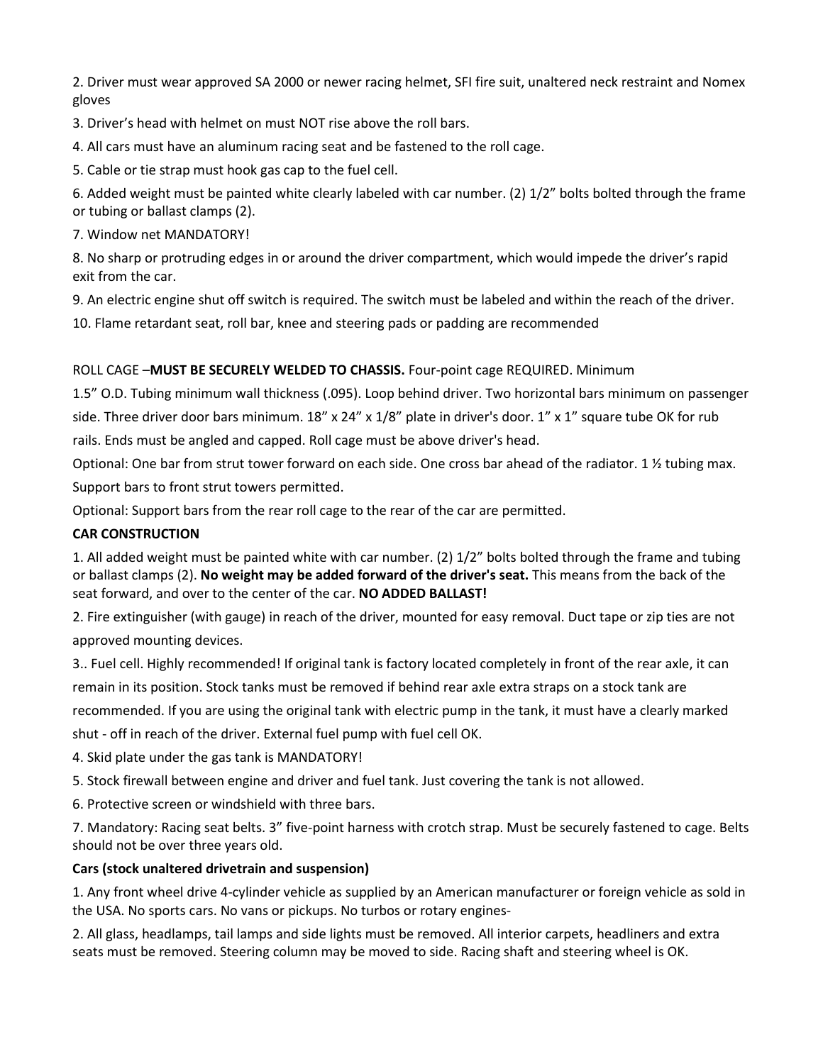2. Driver must wear approved SA 2000 or newer racing helmet, SFI fire suit, unaltered neck restraint and Nomex gloves

3. Driver's head with helmet on must NOT rise above the roll bars.

4. All cars must have an aluminum racing seat and be fastened to the roll cage.

5. Cable or tie strap must hook gas cap to the fuel cell.

6. Added weight must be painted white clearly labeled with car number. (2) 1/2" bolts bolted through the frame or tubing or ballast clamps (2).

7. Window net MANDATORY!

8. No sharp or protruding edges in or around the driver compartment, which would impede the driver's rapid exit from the car.

9. An electric engine shut off switch is required. The switch must be labeled and within the reach of the driver.

10. Flame retardant seat, roll bar, knee and steering pads or padding are recommended

ROLL CAGE –**MUST BE SECURELY WELDED TO CHASSIS.** Four-point cage REQUIRED. Minimum 1.5" O.D. Tubing minimum wall thickness (.095). Loop behind driver. Two horizontal bars minimum on passenger side. Three driver door bars minimum. 18" x 24" x 1/8" plate in driver's door. 1" x 1" square tube OK for rub rails. Ends must be angled and capped. Roll cage must be above driver's head.

Optional: One bar from strut tower forward on each side. One cross bar ahead of the radiator. 1 ½ tubing max. Support bars to front strut towers permitted.

Optional: Support bars from the rear roll cage to the rear of the car are permitted.

**CAR CONSTRUCTION**

1. All added weight must be painted white with car number. (2) 1/2" bolts bolted through the frame and tubing or ballast clamps (2). **No weight may be added forward of the driver's seat.** This means from the back of the seat forward, and over to the center of the car. **NO ADDED BALLAST!**

2. Fire extinguisher (with gauge) in reach of the driver, mounted for easy removal. Duct tape or zip ties are not approved mounting devices.

3.. Fuel cell. Highly recommended! If original tank is factory located completely in front of the rear axle, it can remain in its position. Stock tanks must be removed if behind rear axle extra straps on a stock tank are recommended. If you are using the original tank with electric pump in the tank, it must have a clearly marked shut - off in reach of the driver. External fuel pump with fuel cell OK.

4. Skid plate under the gas tank is MANDATORY!

5. Stock firewall between engine and driver and fuel tank. Just covering the tank is not allowed.

6. Protective screen or windshield with three bars.

7. Mandatory: Racing seat belts. 3" five-point harness with crotch strap. Must be securely fastened to cage. Belts should not be over three years old.

**Cars (stock unaltered drivetrain and suspension)**

1. Any front wheel drive 4-cylinder vehicle as supplied by an American manufacturer or foreign vehicle as sold in the USA. No sports cars. No vans or pickups. No turbos or rotary engines-

2. All glass, headlamps, tail lamps and side lights must be removed. All interior carpets, headliners and extra seats must be removed. Steering column may be moved to side. Racing shaft and steering wheel is OK.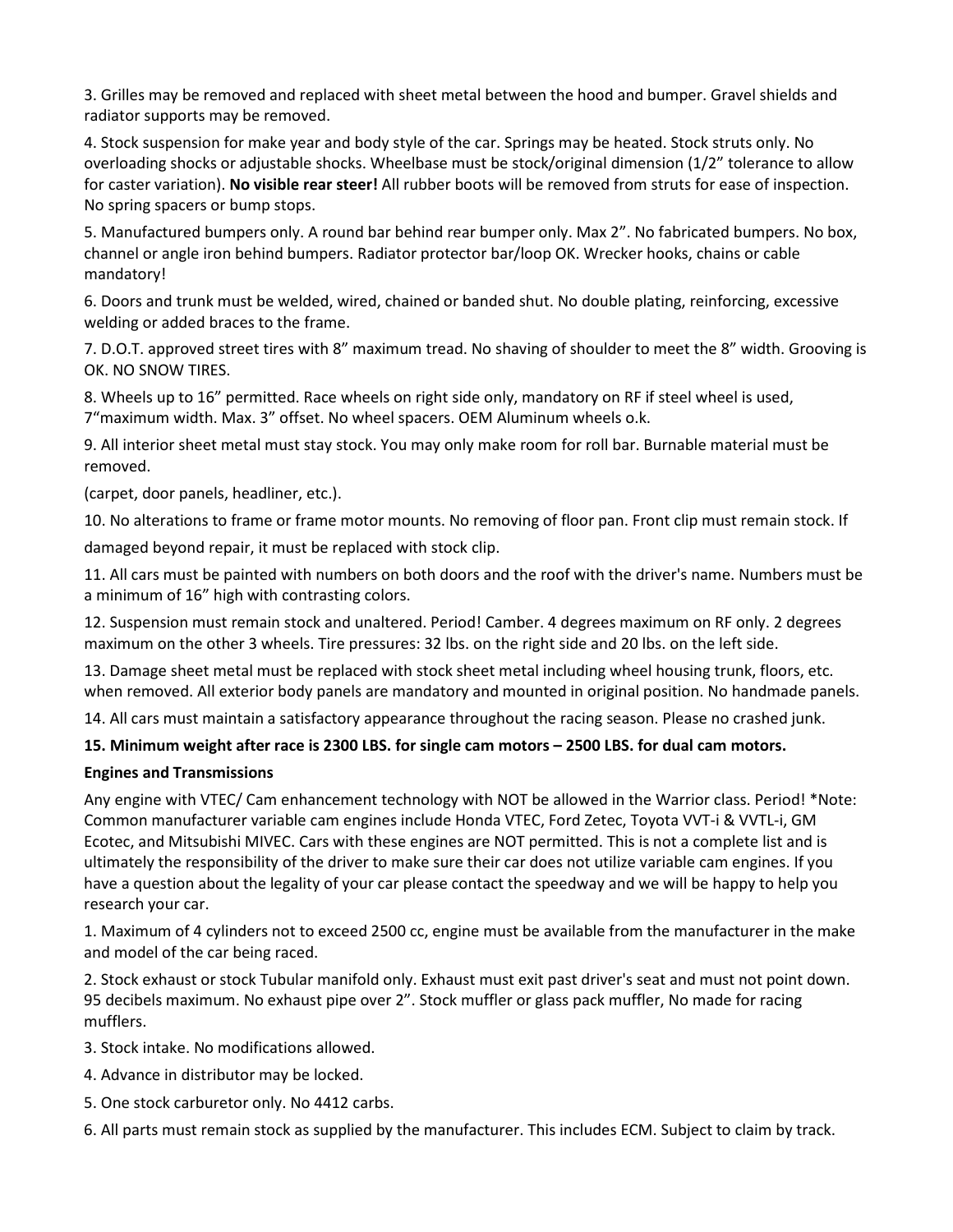3. Grilles may be removed and replaced with sheet metal between the hood and bumper. Gravel shields and radiator supports may be removed.

4. Stock suspension for make year and body style of the car. Springs may be heated. Stock struts only. No overloading shocks or adjustable shocks. Wheelbase must be stock/original dimension (1/2" tolerance to allow for caster variation). **No visible rear steer!** All rubber boots will be removed from struts for ease of inspection. No spring spacers or bump stops.

5. Manufactured bumpers only. A round bar behind rear bumper only. Max 2". No fabricated bumpers. No box, channel or angle iron behind bumpers. Radiator protector bar/loop OK. Wrecker hooks, chains or cable mandatory!

6. Doors and trunk must be welded, wired, chained or banded shut. No double plating, reinforcing, excessive welding or added braces to the frame.

7. D.O.T. approved street tires with 8" maximum tread. No shaving of shoulder to meet the 8" width. Grooving is OK. NO SNOW TIRES.

8. Wheels up to 16" permitted. Race wheels on right side only, mandatory on RF if steel wheel is used, 7"maximum width. Max. 3" offset. No wheel spacers. OEM Aluminum wheels o.k.

9. All interior sheet metal must stay stock. You may only make room for roll bar. Burnable material must be removed.

(carpet, door panels, headliner, etc.).

10. No alterations to frame or frame motor mounts. No removing of floor pan. Front clip must remain stock. If damaged beyond repair, it must be replaced with stock clip.

11. All cars must be painted with numbers on both doors and the roof with the driver's name. Numbers must be a minimum of 16" high with contrasting colors.

12. Suspension must remain stock and unaltered. Period! Camber. 4 degrees maximum on RF only. 2 degrees maximum on the other 3 wheels. Tire pressures: 32 lbs. on the right side and 20 lbs. on the left side.

13. Damage sheet metal must be replaced with stock sheet metal including wheel housing trunk, floors, etc. when removed. All exterior body panels are mandatory and mounted in original position. No handmade panels.

14. All cars must maintain a satisfactory appearance throughout the racing season. Please no crashed junk.

**15. Minimum weight after race is 2300 LBS. for single cam motors – 2500 LBS. for dual cam motors.**

**Engines and Transmissions**

Any engine with VTEC/ Cam enhancement technology with NOT be allowed in the Warrior class. Period! *Note: Common manufacturer variable cam engines include Honda VTEC, Ford Zetec, Toyota VVT-i & VVTL-i, GM Ecotec, and Mitsubishi MIVEC. Cars with these engines are NOT permitted. This is not a complete list and is ultimately the responsibility of the driver to make sure their car does not utilize variable cam engines. If you have a question about the legality of your car please contact the speedway and we will be happy to help you research your car.

1. Maximum of 4 cylinders not to exceed 2500 cc, engine must be available from the manufacturer in the make and model of the car being raced.

2. Stock exhaust or stock Tubular manifold only. Exhaust must exit past driver's seat and must not point down. 95 decibels maximum. No exhaust pipe over 2". Stock muffler or glass pack muffler, No made for racing mufflers.

3. Stock intake. No modifications allowed.

4. Advance in distributor may be locked.

5. One stock carburetor only. No 4412 carbs.

6. All parts must remain stock as supplied by the manufacturer. This includes ECM. Subject to claim by track.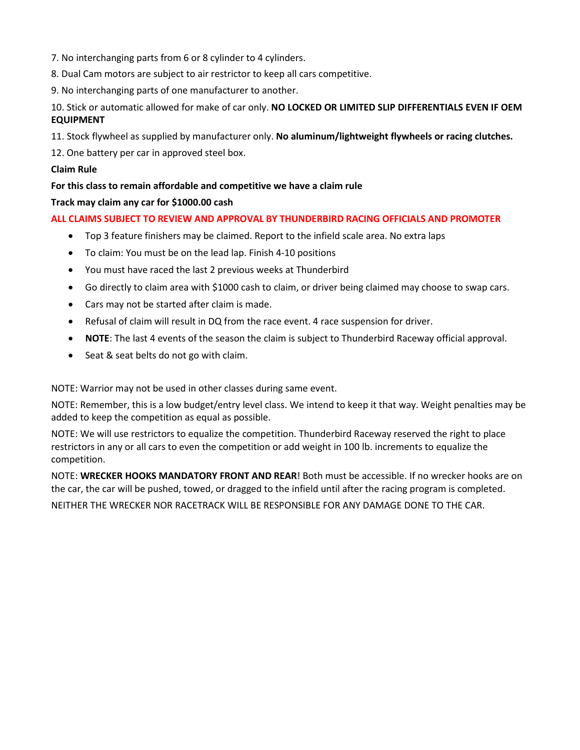7. No interchanging parts from 6 or 8 cylinder to 4 cylinders.
8. Dual Cam motors are subject to air restrictor to keep all cars competitive.
9. No interchanging parts of one manufacturer to another.
10. Stick or automatic allowed for make of car only. **NO LOCKED OR LIMITED SLIP DIFFERENTIALS EVEN IF OEM EQUIPMENT**
11. Stock flywheel as supplied by manufacturer only. **No aluminum/lightweight flywheels or racing clutches.**
12. One battery per car in approved steel box.

**Claim Rule**

**For this class to remain affordable and competitive we have a claim rule**

**Track may claim any car for $1000.00 cash**

**ALL CLAIMS SUBJECT TO REVIEW AND APPROVAL BY THUNDERBIRD RACING OFFICIALS AND PROMOTER**

- Top 3 feature finishers may be claimed. Report to the infield scale area. No extra laps
- To claim: You must be on the lead lap. Finish 4-10 positions
- You must have raced the last 2 previous weeks at Thunderbird
- Go directly to claim area with $1000 cash to claim, or driver being claimed may choose to swap cars.
- Cars may not be started after claim is made.
- Refusal of claim will result in DQ from the race event. 4 race suspension for driver.
- **NOTE**: The last 4 events of the season the claim is subject to Thunderbird Raceway official approval.
- Seat & seat belts do not go with claim.

NOTE: Warrior may not be used in other classes during same event.

NOTE: Remember, this is a low budget/entry level class. We intend to keep it that way. Weight penalties may be added to keep the competition as equal as possible.

NOTE: We will use restrictors to equalize the competition. Thunderbird Raceway reserved the right to place restrictors in any or all cars to even the competition or add weight in 100 lb. increments to equalize the competition.

NOTE: **WRECKER HOOKS MANDATORY FRONT AND REAR**! Both must be accessible. If no wrecker hooks are on the car, the car will be pushed, towed, or dragged to the infield until after the racing program is completed.

NEITHER THE WRECKER NOR RACETRACK WILL BE RESPONSIBLE FOR ANY DAMAGE DONE TO THE CAR.